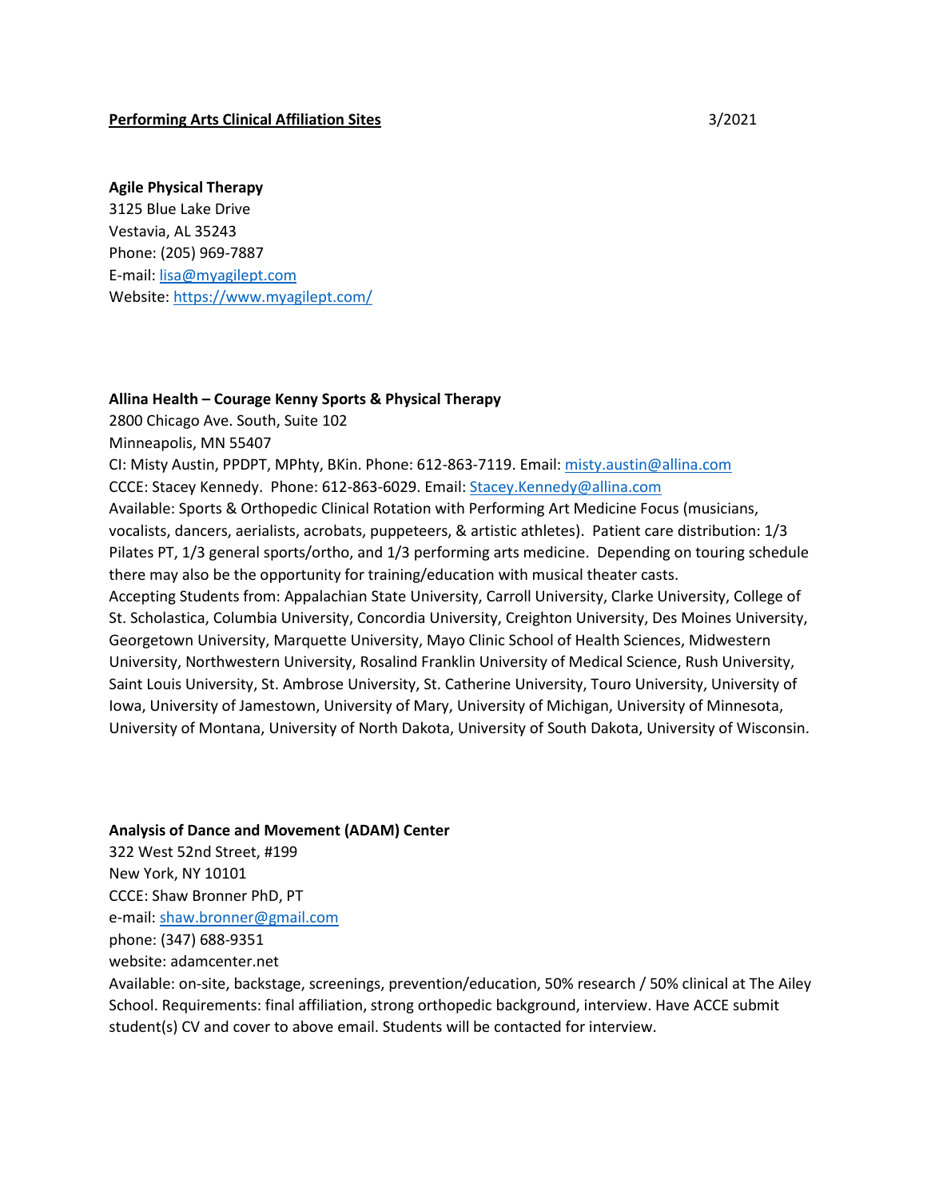**Performing Arts Clinical Affiliation Sites** 3/2021

**Agile Physical Therapy**
3125 Blue Lake Drive
Vestavia, AL 35243
Phone: (205) 969-7887
E-mail: lisa@myagilept.com
Website: https://www.myagilept.com/

**Allina Health – Courage Kenny Sports & Physical Therapy**
2800 Chicago Ave. South, Suite 102
Minneapolis, MN 55407
CI: Misty Austin, PPDPT, MPhty, BKin. Phone: 612-863-7119. Email: misty.austin@allina.com
CCCE: Stacey Kennedy. Phone: 612-863-6029. Email: Stacey.Kennedy@allina.com
Available: Sports & Orthopedic Clinical Rotation with Performing Art Medicine Focus (musicians, vocalists, dancers, aerialists, acrobats, puppeteers, & artistic athletes). Patient care distribution: 1/3 Pilates PT, 1/3 general sports/ortho, and 1/3 performing arts medicine. Depending on touring schedule there may also be the opportunity for training/education with musical theater casts.
Accepting Students from: Appalachian State University, Carroll University, Clarke University, College of St. Scholastica, Columbia University, Concordia University, Creighton University, Des Moines University, Georgetown University, Marquette University, Mayo Clinic School of Health Sciences, Midwestern University, Northwestern University, Rosalind Franklin University of Medical Science, Rush University, Saint Louis University, St. Ambrose University, St. Catherine University, Touro University, University of Iowa, University of Jamestown, University of Mary, University of Michigan, University of Minnesota, University of Montana, University of North Dakota, University of South Dakota, University of Wisconsin.

**Analysis of Dance and Movement (ADAM) Center**
322 West 52nd Street, #199
New York, NY 10101
CCCE: Shaw Bronner PhD, PT
e-mail: shaw.bronner@gmail.com
phone: (347) 688-9351
website: adamcenter.net
Available: on-site, backstage, screenings, prevention/education, 50% research / 50% clinical at The Ailey School. Requirements: final affiliation, strong orthopedic background, interview. Have ACCE submit student(s) CV and cover to above email. Students will be contacted for interview.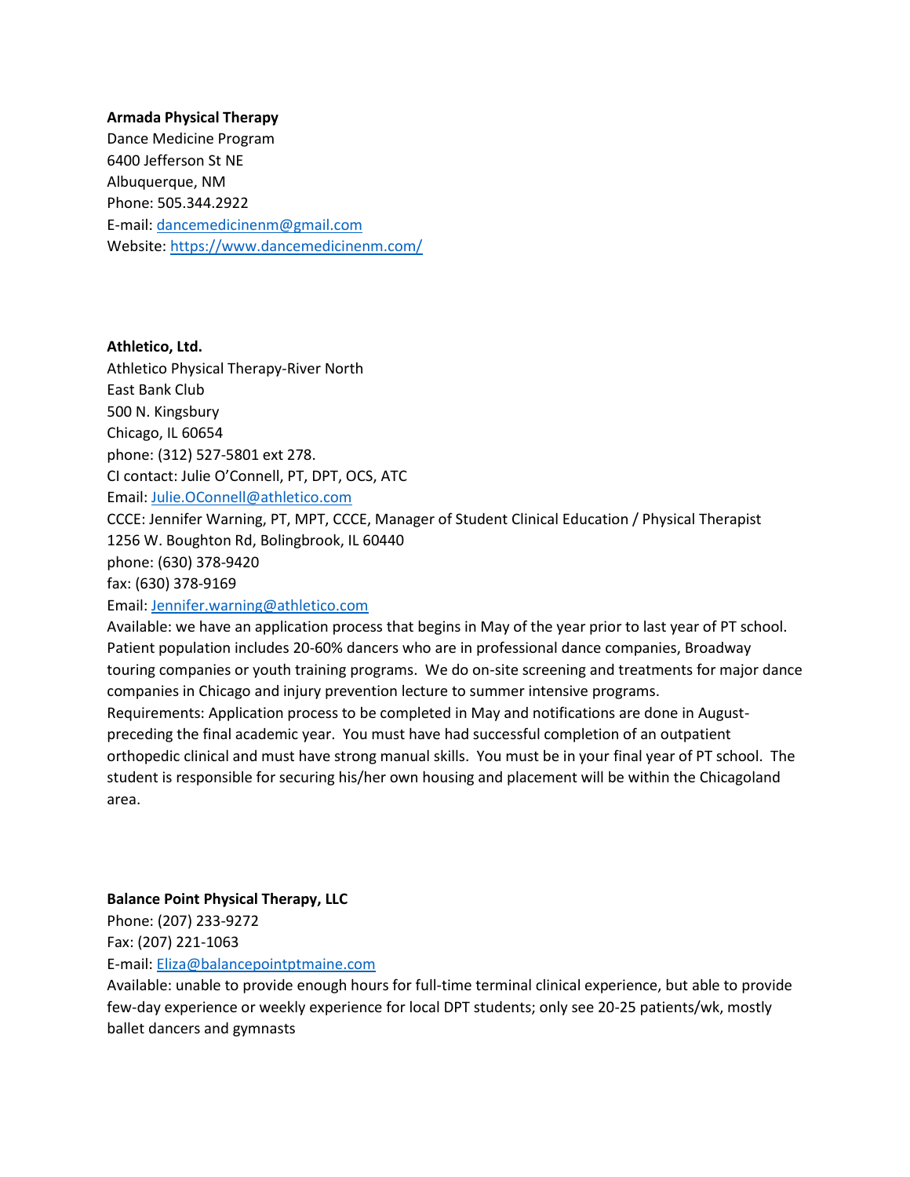**Armada Physical Therapy**
Dance Medicine Program
6400 Jefferson St NE
Albuquerque, NM
Phone: 505.344.2922
E-mail: dancemedicinenm@gmail.com
Website: https://www.dancemedicinenm.com/

**Athletico, Ltd.**
Athletico Physical Therapy-River North
East Bank Club
500 N. Kingsbury
Chicago, IL 60654
phone: (312) 527-5801 ext 278.
CI contact: Julie O'Connell, PT, DPT, OCS, ATC
Email: Julie.OConnell@athletico.com
CCCE: Jennifer Warning, PT, MPT, CCCE, Manager of Student Clinical Education / Physical Therapist
1256 W. Boughton Rd, Bolingbrook, IL 60440
phone: (630) 378-9420
fax: (630) 378-9169
Email: Jennifer.warning@athletico.com
Available: we have an application process that begins in May of the year prior to last year of PT school. Patient population includes 20-60% dancers who are in professional dance companies, Broadway touring companies or youth training programs. We do on-site screening and treatments for major dance companies in Chicago and injury prevention lecture to summer intensive programs.
Requirements: Application process to be completed in May and notifications are done in August- preceding the final academic year. You must have had successful completion of an outpatient orthopedic clinical and must have strong manual skills. You must be in your final year of PT school. The student is responsible for securing his/her own housing and placement will be within the Chicagoland area.

**Balance Point Physical Therapy, LLC**
Phone: (207) 233-9272
Fax: (207) 221-1063
E-mail: Eliza@balancepointptmaine.com
Available: unable to provide enough hours for full-time terminal clinical experience, but able to provide few-day experience or weekly experience for local DPT students; only see 20-25 patients/wk, mostly ballet dancers and gymnasts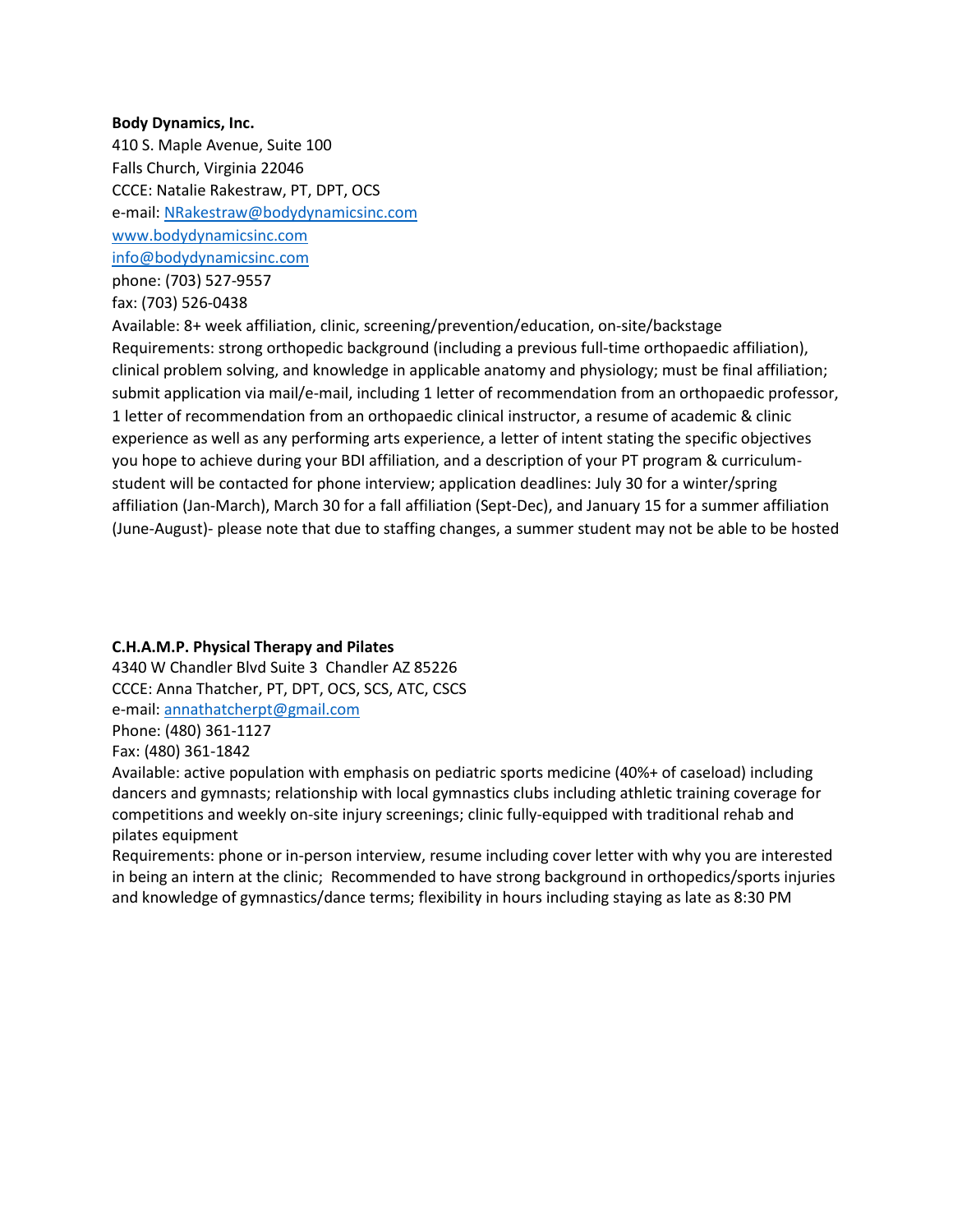**Body Dynamics, Inc.**
410 S. Maple Avenue, Suite 100
Falls Church, Virginia 22046
CCCE: Natalie Rakestraw, PT, DPT, OCS
e-mail: NRakestraw@bodydynamicsinc.com
www.bodydynamicsinc.com
info@bodydynamicsinc.com
phone: (703) 527-9557
fax: (703) 526-0438
Available: 8+ week affiliation, clinic, screening/prevention/education, on-site/backstage
Requirements: strong orthopedic background (including a previous full-time orthopaedic affiliation), clinical problem solving, and knowledge in applicable anatomy and physiology; must be final affiliation; submit application via mail/e-mail, including 1 letter of recommendation from an orthopaedic professor, 1 letter of recommendation from an orthopaedic clinical instructor, a resume of academic & clinic experience as well as any performing arts experience, a letter of intent stating the specific objectives you hope to achieve during your BDI affiliation, and a description of your PT program & curriculum-student will be contacted for phone interview; application deadlines: July 30 for a winter/spring affiliation (Jan-March), March 30 for a fall affiliation (Sept-Dec), and January 15 for a summer affiliation (June-August)- please note that due to staffing changes, a summer student may not be able to be hosted

**C.H.A.M.P. Physical Therapy and Pilates**
4340 W Chandler Blvd Suite 3 Chandler AZ 85226
CCCE: Anna Thatcher, PT, DPT, OCS, SCS, ATC, CSCS
e-mail: annathatcherpt@gmail.com
Phone: (480) 361-1127
Fax: (480) 361-1842
Available: active population with emphasis on pediatric sports medicine (40%+ of caseload) including dancers and gymnasts; relationship with local gymnastics clubs including athletic training coverage for competitions and weekly on-site injury screenings; clinic fully-equipped with traditional rehab and pilates equipment
Requirements: phone or in-person interview, resume including cover letter with why you are interested in being an intern at the clinic; Recommended to have strong background in orthopedics/sports injuries and knowledge of gymnastics/dance terms; flexibility in hours including staying as late as 8:30 PM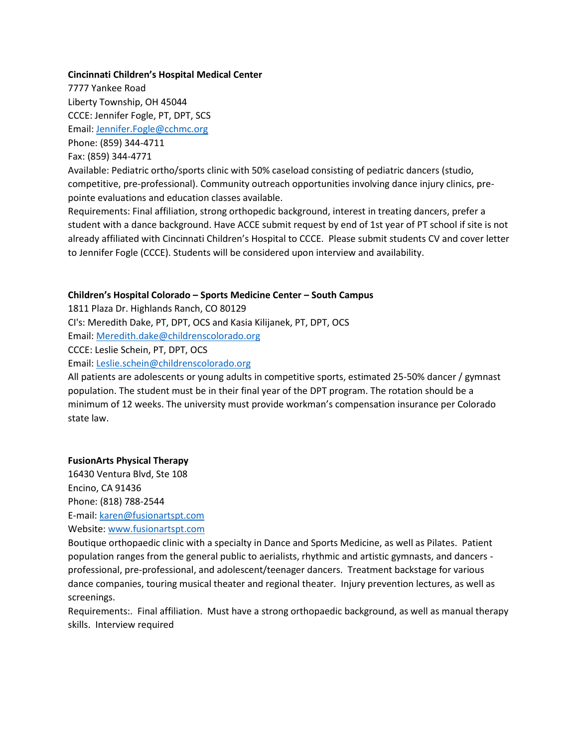**Cincinnati Children's Hospital Medical Center**
7777 Yankee Road
Liberty Township, OH 45044
CCCE: Jennifer Fogle, PT, DPT, SCS
Email: Jennifer.Fogle@cchmc.org
Phone: (859) 344-4711
Fax: (859) 344-4771
Available: Pediatric ortho/sports clinic with 50% caseload consisting of pediatric dancers (studio, competitive, pre-professional). Community outreach opportunities involving dance injury clinics, pre-pointe evaluations and education classes available.
Requirements: Final affiliation, strong orthopedic background, interest in treating dancers, prefer a student with a dance background. Have ACCE submit request by end of 1st year of PT school if site is not already affiliated with Cincinnati Children's Hospital to CCCE. Please submit students CV and cover letter to Jennifer Fogle (CCCE). Students will be considered upon interview and availability.

**Children's Hospital Colorado – Sports Medicine Center – South Campus**
1811 Plaza Dr. Highlands Ranch, CO 80129
CI's: Meredith Dake, PT, DPT, OCS and Kasia Kilijanek, PT, DPT, OCS
Email: Meredith.dake@childrenscolorado.org
CCCE: Leslie Schein, PT, DPT, OCS
Email: Leslie.schein@childrenscolorado.org
All patients are adolescents or young adults in competitive sports, estimated 25-50% dancer / gymnast population. The student must be in their final year of the DPT program. The rotation should be a minimum of 12 weeks. The university must provide workman's compensation insurance per Colorado state law.

**FusionArts Physical Therapy**
16430 Ventura Blvd, Ste 108
Encino, CA 91436
Phone: (818) 788-2544
E-mail: karen@fusionartspt.com
Website: www.fusionartspt.com
Boutique orthopaedic clinic with a specialty in Dance and Sports Medicine, as well as Pilates. Patient population ranges from the general public to aerialists, rhythmic and artistic gymnasts, and dancers - professional, pre-professional, and adolescent/teenager dancers. Treatment backstage for various dance companies, touring musical theater and regional theater. Injury prevention lectures, as well as screenings.
Requirements:. Final affiliation. Must have a strong orthopaedic background, as well as manual therapy skills. Interview required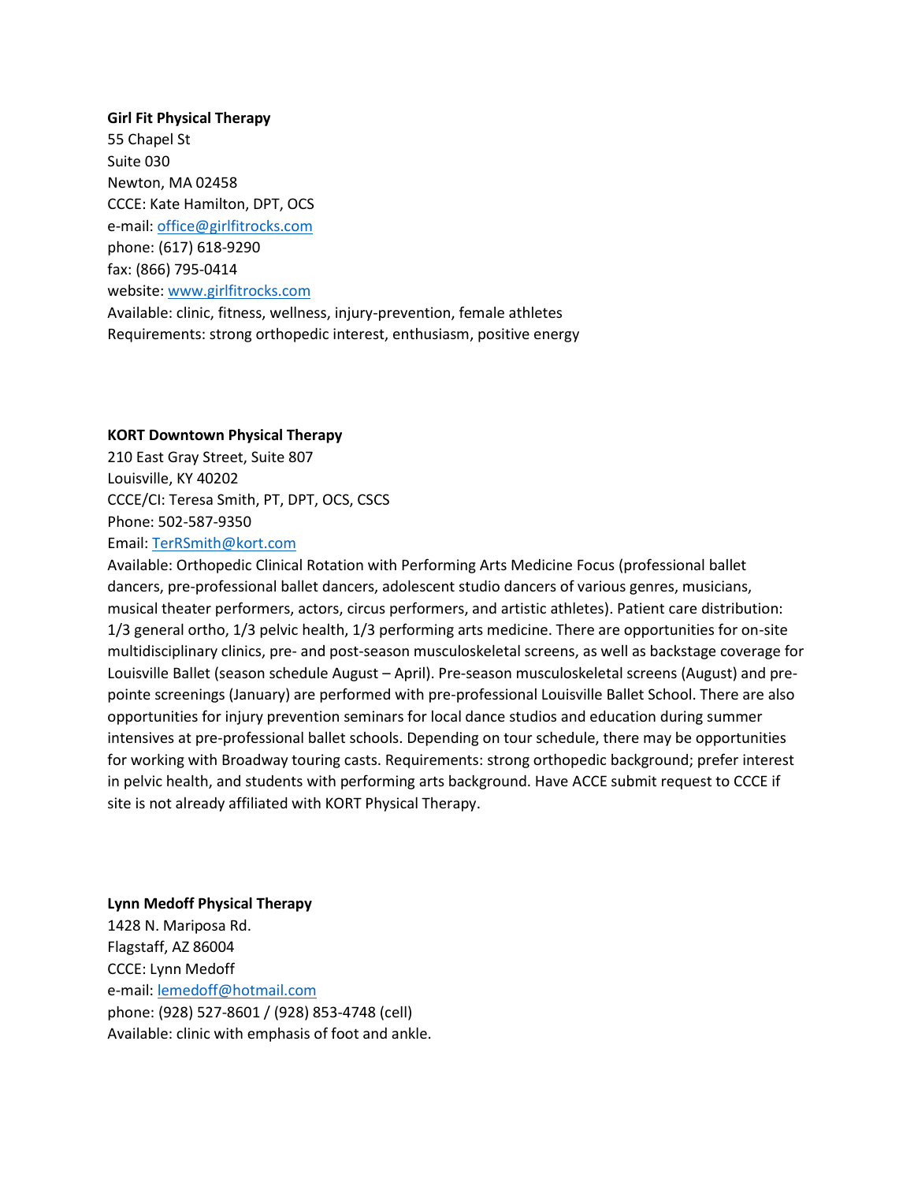**Girl Fit Physical Therapy**
55 Chapel St
Suite 030
Newton, MA 02458
CCCE: Kate Hamilton, DPT, OCS
e-mail: office@girlfitrocks.com
phone: (617) 618-9290
fax: (866) 795-0414
website: www.girlfitrocks.com
Available: clinic, fitness, wellness, injury-prevention, female athletes
Requirements: strong orthopedic interest, enthusiasm, positive energy

**KORT Downtown Physical Therapy**
210 East Gray Street, Suite 807
Louisville, KY 40202
CCCE/CI: Teresa Smith, PT, DPT, OCS, CSCS
Phone: 502-587-9350
Email: TerRSmith@kort.com
Available: Orthopedic Clinical Rotation with Performing Arts Medicine Focus (professional ballet dancers, pre-professional ballet dancers, adolescent studio dancers of various genres, musicians, musical theater performers, actors, circus performers, and artistic athletes). Patient care distribution: 1/3 general ortho, 1/3 pelvic health, 1/3 performing arts medicine. There are opportunities for on-site multidisciplinary clinics, pre- and post-season musculoskeletal screens, as well as backstage coverage for Louisville Ballet (season schedule August – April). Pre-season musculoskeletal screens (August) and pre-pointe screenings (January) are performed with pre-professional Louisville Ballet School. There are also opportunities for injury prevention seminars for local dance studios and education during summer intensives at pre-professional ballet schools. Depending on tour schedule, there may be opportunities for working with Broadway touring casts. Requirements: strong orthopedic background; prefer interest in pelvic health, and students with performing arts background. Have ACCE submit request to CCCE if site is not already affiliated with KORT Physical Therapy.

**Lynn Medoff Physical Therapy**
1428 N. Mariposa Rd.
Flagstaff, AZ 86004
CCCE: Lynn Medoff
e-mail: lemedoff@hotmail.com
phone: (928) 527-8601 / (928) 853-4748 (cell)
Available: clinic with emphasis of foot and ankle.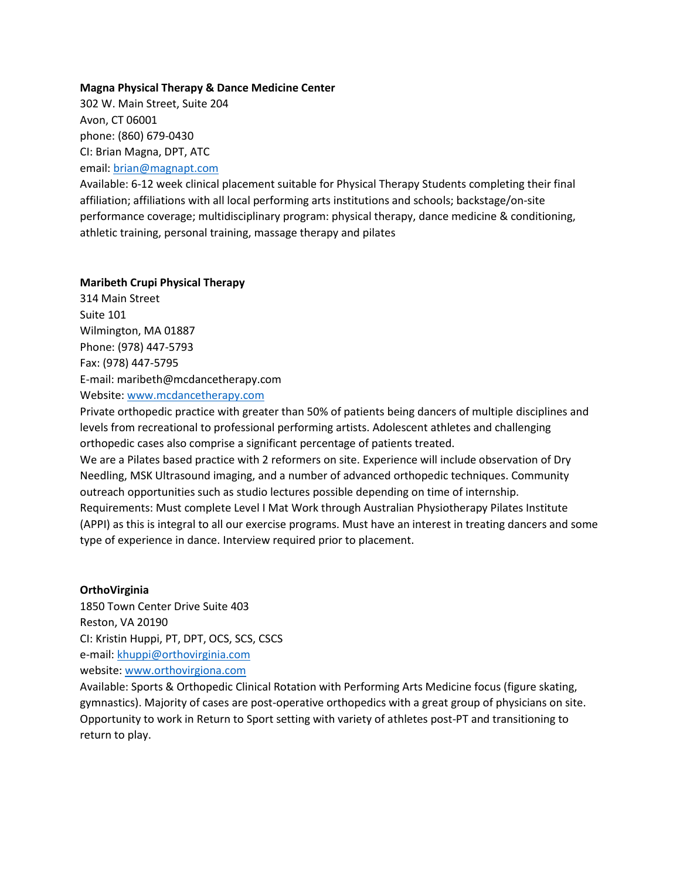**Magna Physical Therapy & Dance Medicine Center**
302 W. Main Street, Suite 204
Avon, CT 06001
phone: (860) 679-0430
CI: Brian Magna, DPT, ATC
email: brian@magnapt.com
Available: 6-12 week clinical placement suitable for Physical Therapy Students completing their final affiliation; affiliations with all local performing arts institutions and schools; backstage/on-site performance coverage; multidisciplinary program: physical therapy, dance medicine & conditioning, athletic training, personal training, massage therapy and pilates

**Maribeth Crupi Physical Therapy**
314 Main Street
Suite 101
Wilmington, MA 01887
Phone: (978) 447-5793
Fax: (978) 447-5795
E-mail: maribeth@mcdancetherapy.com
Website: www.mcdancetherapy.com
Private orthopedic practice with greater than 50% of patients being dancers of multiple disciplines and levels from recreational to professional performing artists. Adolescent athletes and challenging orthopedic cases also comprise a significant percentage of patients treated.
We are a Pilates based practice with 2 reformers on site. Experience will include observation of Dry Needling, MSK Ultrasound imaging, and a number of advanced orthopedic techniques. Community outreach opportunities such as studio lectures possible depending on time of internship.
Requirements: Must complete Level I Mat Work through Australian Physiotherapy Pilates Institute (APPI) as this is integral to all our exercise programs. Must have an interest in treating dancers and some type of experience in dance. Interview required prior to placement.

**OrthoVirginia**
1850 Town Center Drive Suite 403
Reston, VA 20190
CI: Kristin Huppi, PT, DPT, OCS, SCS, CSCS
e-mail: khuppi@orthovirginia.com
website: www.orthovirgiona.com
Available: Sports & Orthopedic Clinical Rotation with Performing Arts Medicine focus (figure skating, gymnastics). Majority of cases are post-operative orthopedics with a great group of physicians on site. Opportunity to work in Return to Sport setting with variety of athletes post-PT and transitioning to return to play.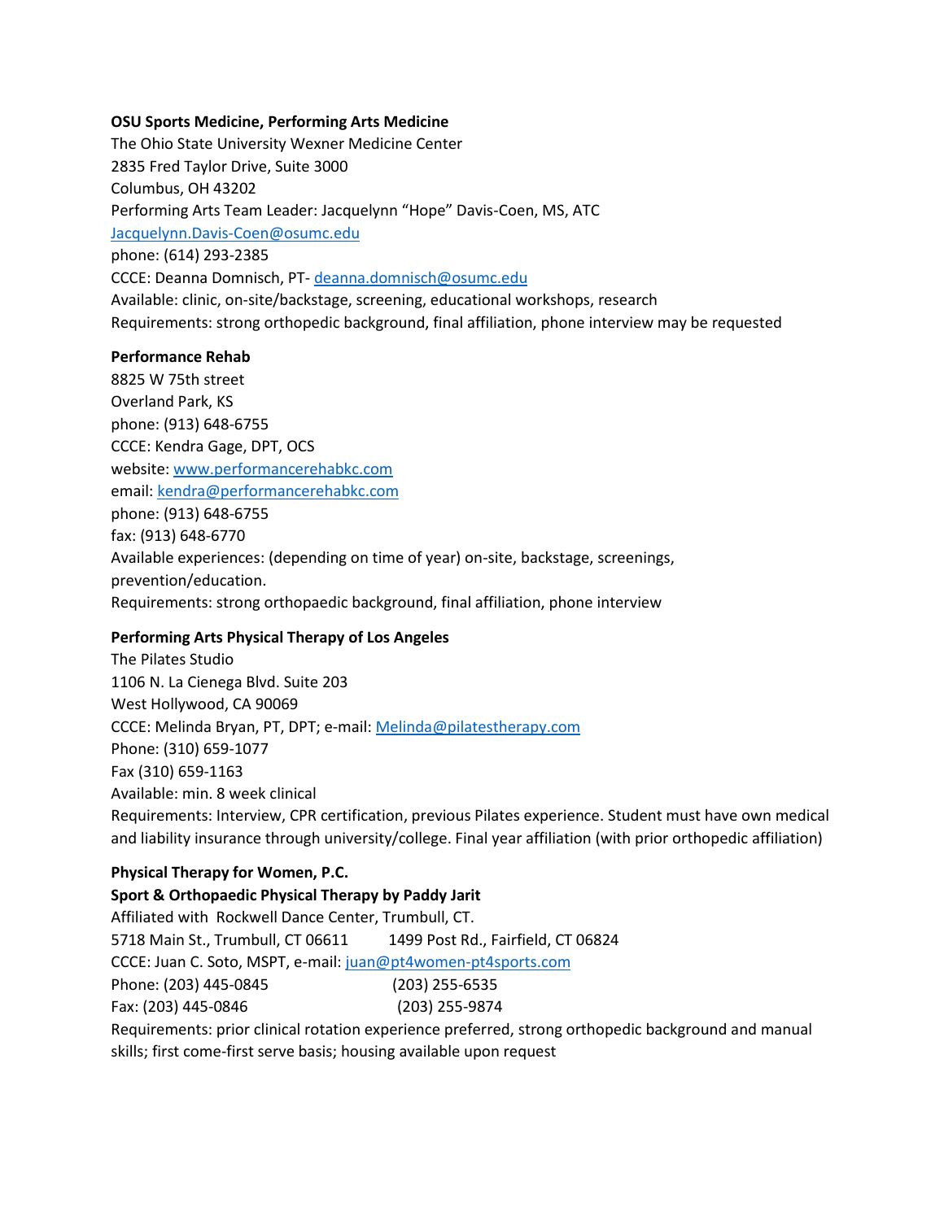**OSU Sports Medicine, Performing Arts Medicine**

The Ohio State University Wexner Medicine Center
2835 Fred Taylor Drive, Suite 3000
Columbus, OH 43202
Performing Arts Team Leader: Jacquelynn "Hope" Davis-Coen, MS, ATC
Jacquelynn.Davis-Coen@osumc.edu
phone: (614) 293-2385
CCCE: Deanna Domnisch, PT- deanna.domnisch@osumc.edu
Available: clinic, on-site/backstage, screening, educational workshops, research
Requirements: strong orthopedic background, final affiliation, phone interview may be requested

**Performance Rehab**

8825 W 75th street
Overland Park, KS
phone: (913) 648-6755
CCCE: Kendra Gage, DPT, OCS
website: www.performancerehabkc.com
email: kendra@performancerehabkc.com
phone: (913) 648-6755
fax: (913) 648-6770
Available experiences: (depending on time of year) on-site, backstage, screenings, prevention/education.
Requirements: strong orthopaedic background, final affiliation, phone interview

**Performing Arts Physical Therapy of Los Angeles**

The Pilates Studio
1106 N. La Cienega Blvd. Suite 203
West Hollywood, CA 90069
CCCE: Melinda Bryan, PT, DPT; e-mail: Melinda@pilatestherapy.com
Phone: (310) 659-1077
Fax (310) 659-1163
Available: min. 8 week clinical
Requirements: Interview, CPR certification, previous Pilates experience. Student must have own medical and liability insurance through university/college. Final year affiliation (with prior orthopedic affiliation)

**Physical Therapy for Women, P.C.**
**Sport & Orthopaedic Physical Therapy by Paddy Jarit**

Affiliated with Rockwell Dance Center, Trumbull, CT.
5718 Main St., Trumbull, CT 06611 1499 Post Rd., Fairfield, CT 06824
CCCE: Juan C. Soto, MSPT, e-mail: juan@pt4women-pt4sports.com
Phone: (203) 445-0845 (203) 255-6535
Fax: (203) 445-0846 (203) 255-9874
Requirements: prior clinical rotation experience preferred, strong orthopedic background and manual skills; first come-first serve basis; housing available upon request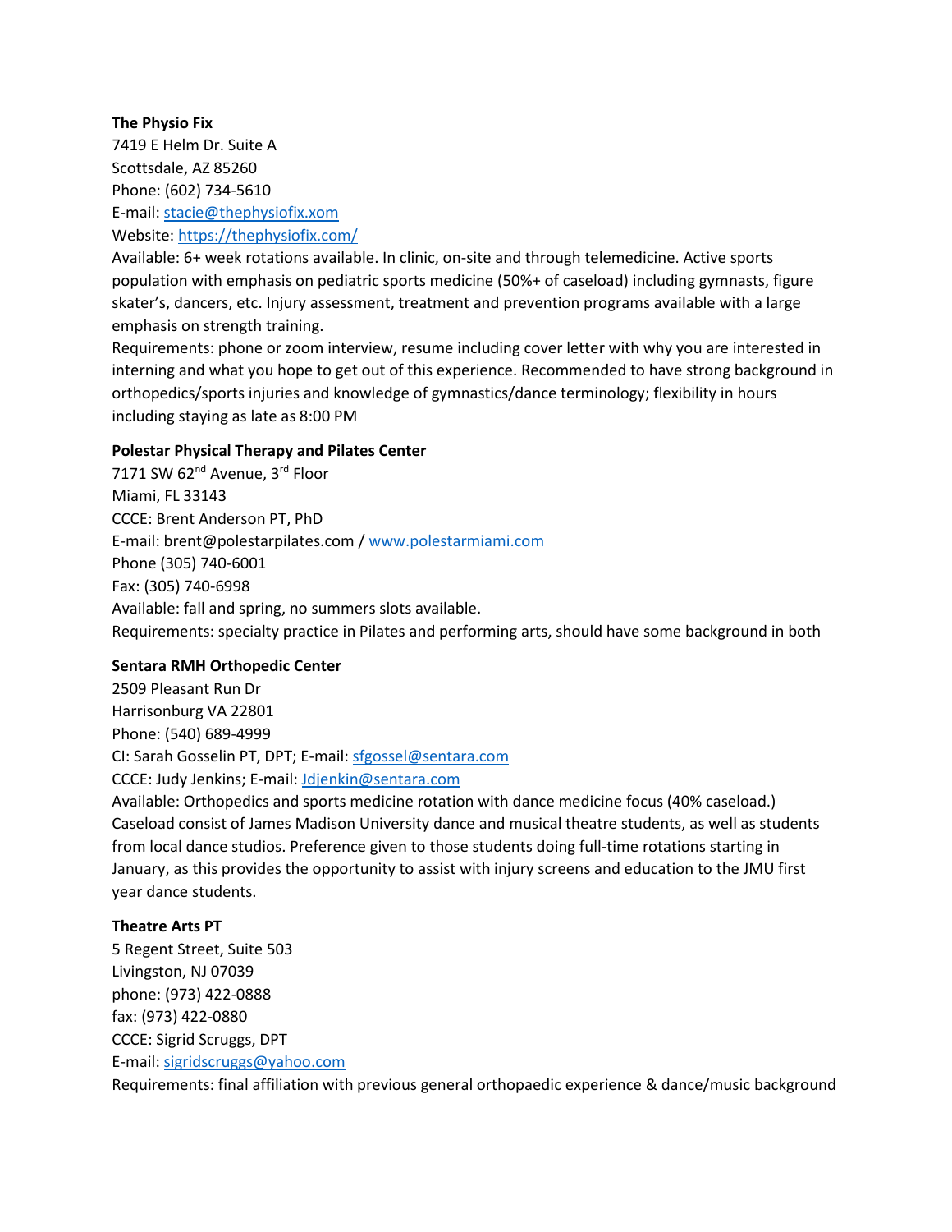**The Physio Fix**
7419 E Helm Dr. Suite A
Scottsdale, AZ 85260
Phone: (602) 734-5610
E-mail: stacie@thephysiofix.xom
Website: https://thephysiofix.com/
Available: 6+ week rotations available. In clinic, on-site and through telemedicine. Active sports population with emphasis on pediatric sports medicine (50%+ of caseload) including gymnasts, figure skater's, dancers, etc. Injury assessment, treatment and prevention programs available with a large emphasis on strength training.
Requirements: phone or zoom interview, resume including cover letter with why you are interested in interning and what you hope to get out of this experience. Recommended to have strong background in orthopedics/sports injuries and knowledge of gymnastics/dance terminology; flexibility in hours including staying as late as 8:00 PM

**Polestar Physical Therapy and Pilates Center**
7171 SW 62nd Avenue, 3rd Floor
Miami, FL 33143
CCCE: Brent Anderson PT, PhD
E-mail: brent@polestarpilates.com / www.polestarmiami.com
Phone (305) 740-6001
Fax: (305) 740-6998
Available: fall and spring, no summers slots available.
Requirements: specialty practice in Pilates and performing arts, should have some background in both

**Sentara RMH Orthopedic Center**
2509 Pleasant Run Dr
Harrisonburg VA 22801
Phone: (540) 689-4999
CI: Sarah Gosselin PT, DPT; E-mail: sfgossel@sentara.com
CCCE: Judy Jenkins; E-mail: Jdjenkin@sentara.com
Available: Orthopedics and sports medicine rotation with dance medicine focus (40% caseload.) Caseload consist of James Madison University dance and musical theatre students, as well as students from local dance studios. Preference given to those students doing full-time rotations starting in January, as this provides the opportunity to assist with injury screens and education to the JMU first year dance students.

**Theatre Arts PT**
5 Regent Street, Suite 503
Livingston, NJ 07039
phone: (973) 422-0888
fax: (973) 422-0880
CCCE: Sigrid Scruggs, DPT
E-mail: sigridscruggs@yahoo.com
Requirements: final affiliation with previous general orthopaedic experience & dance/music background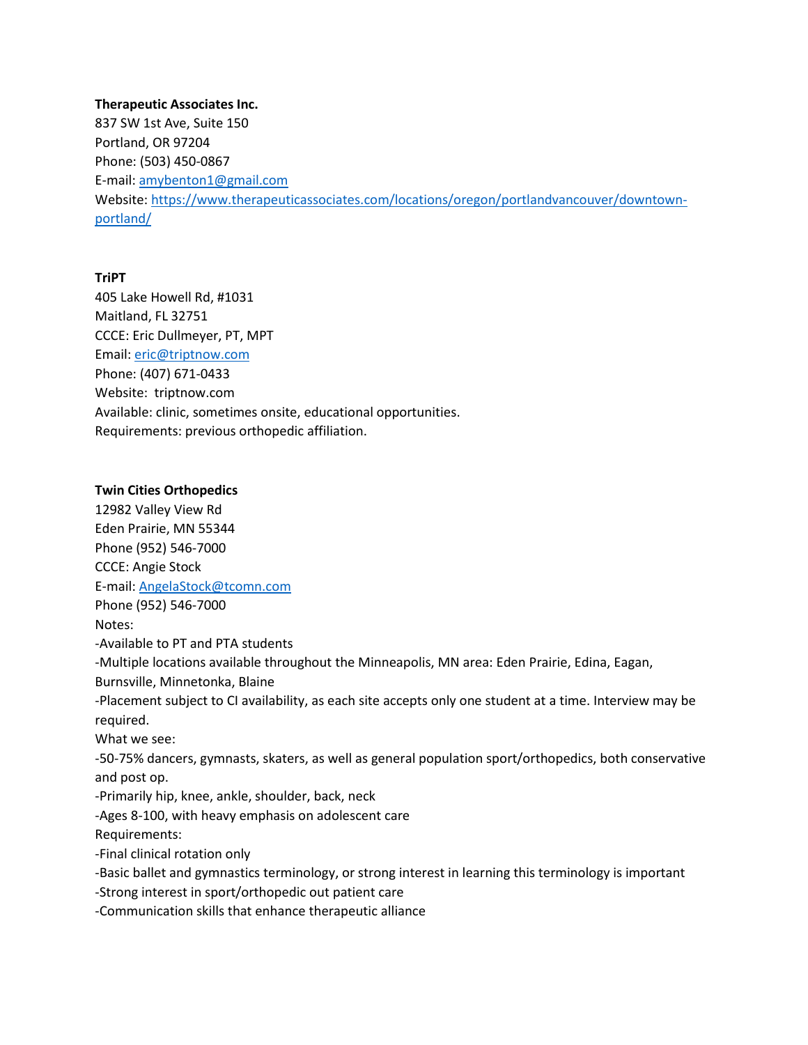**Therapeutic Associates Inc.**
837 SW 1st Ave, Suite 150
Portland, OR 97204
Phone: (503) 450-0867
E-mail: amybenton1@gmail.com
Website: https://www.therapeuticassociates.com/locations/oregon/portlandvancouver/downtown-portland/

**TriPT**
405 Lake Howell Rd, #1031
Maitland, FL 32751
CCCE: Eric Dullmeyer, PT, MPT
Email: eric@triptnow.com
Phone: (407) 671-0433
Website: triptnow.com
Available: clinic, sometimes onsite, educational opportunities.
Requirements: previous orthopedic affiliation.

**Twin Cities Orthopedics**
12982 Valley View Rd
Eden Prairie, MN 55344
Phone (952) 546-7000
CCCE: Angie Stock
E-mail: AngelaStock@tcomn.com
Phone (952) 546-7000
Notes:
-Available to PT and PTA students
-Multiple locations available throughout the Minneapolis, MN area: Eden Prairie, Edina, Eagan, Burnsville, Minnetonka, Blaine
-Placement subject to CI availability, as each site accepts only one student at a time. Interview may be required.
What we see:
-50-75% dancers, gymnasts, skaters, as well as general population sport/orthopedics, both conservative and post op.
-Primarily hip, knee, ankle, shoulder, back, neck
-Ages 8-100, with heavy emphasis on adolescent care
Requirements:
-Final clinical rotation only
-Basic ballet and gymnastics terminology, or strong interest in learning this terminology is important
-Strong interest in sport/orthopedic out patient care
-Communication skills that enhance therapeutic alliance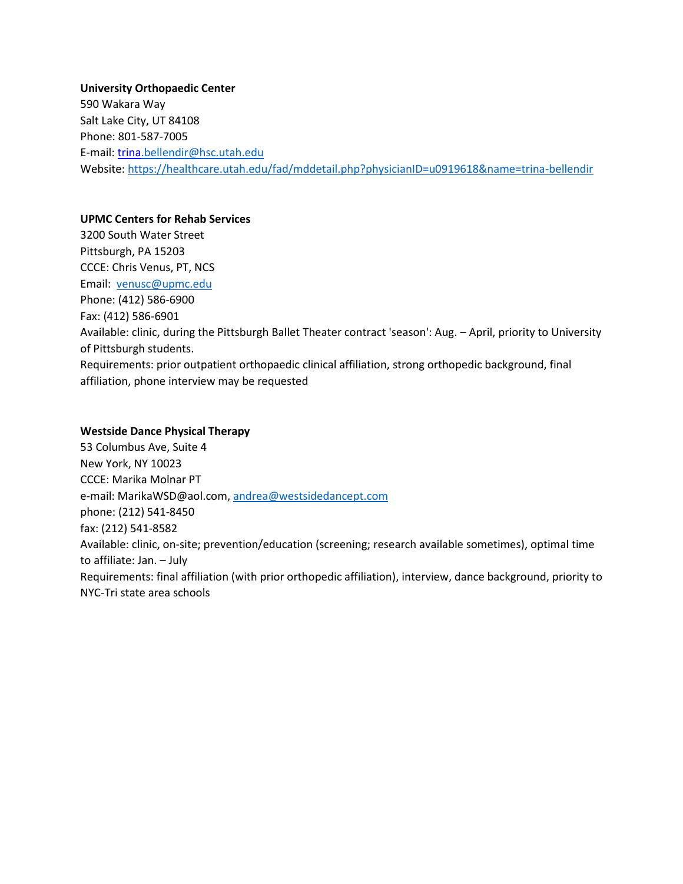**University Orthopaedic Center**
590 Wakara Way
Salt Lake City, UT 84108
Phone: 801-587-7005
E-mail: trina.bellendir@hsc.utah.edu
Website: https://healthcare.utah.edu/fad/mddetail.php?physicianID=u0919618&name=trina-bellendir

**UPMC Centers for Rehab Services**
3200 South Water Street
Pittsburgh, PA 15203
CCCE: Chris Venus, PT, NCS
Email: venusc@upmc.edu
Phone: (412) 586-6900
Fax: (412) 586-6901
Available: clinic, during the Pittsburgh Ballet Theater contract 'season': Aug. – April, priority to University of Pittsburgh students.
Requirements: prior outpatient orthopaedic clinical affiliation, strong orthopedic background, final affiliation, phone interview may be requested

**Westside Dance Physical Therapy**
53 Columbus Ave, Suite 4
New York, NY 10023
CCCE: Marika Molnar PT
e-mail: MarikaWSD@aol.com, andrea@westsidedancept.com
phone: (212) 541-8450
fax: (212) 541-8582
Available: clinic, on-site; prevention/education (screening; research available sometimes), optimal time to affiliate: Jan. – July
Requirements: final affiliation (with prior orthopedic affiliation), interview, dance background, priority to NYC-Tri state area schools